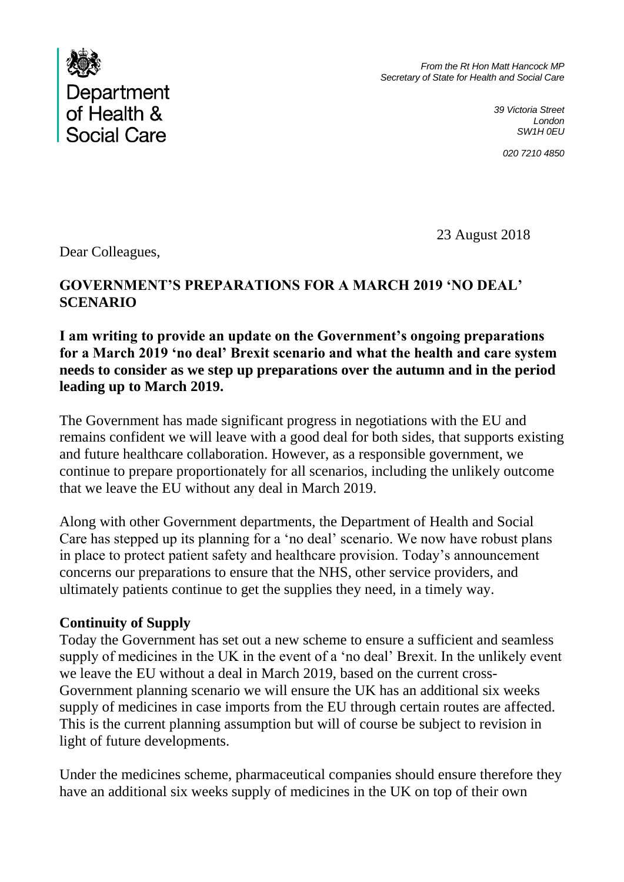Department of Health & Social Care

*From the Rt Hon Matt Hancock MP*
*Secretary of State for Health and Social Care*

*39 Victoria Street*
*London*
*SW1H 0EU*

*020 7210 4850*

23 August 2018

Dear Colleagues,

**GOVERNMENT'S PREPARATIONS FOR A MARCH 2019 'NO DEAL' SCENARIO**

**I am writing to provide an update on the Government's ongoing preparations for a March 2019 'no deal' Brexit scenario and what the health and care system needs to consider as we step up preparations over the autumn and in the period leading up to March 2019.**

The Government has made significant progress in negotiations with the EU and remains confident we will leave with a good deal for both sides, that supports existing and future healthcare collaboration. However, as a responsible government, we continue to prepare proportionately for all scenarios, including the unlikely outcome that we leave the EU without any deal in March 2019.

Along with other Government departments, the Department of Health and Social Care has stepped up its planning for a 'no deal' scenario. We now have robust plans in place to protect patient safety and healthcare provision. Today's announcement concerns our preparations to ensure that the NHS, other service providers, and ultimately patients continue to get the supplies they need, in a timely way.

**Continuity of Supply**

Today the Government has set out a new scheme to ensure a sufficient and seamless supply of medicines in the UK in the event of a 'no deal' Brexit. In the unlikely event we leave the EU without a deal in March 2019, based on the current cross-Government planning scenario we will ensure the UK has an additional six weeks supply of medicines in case imports from the EU through certain routes are affected. This is the current planning assumption but will of course be subject to revision in light of future developments.

Under the medicines scheme, pharmaceutical companies should ensure therefore they have an additional six weeks supply of medicines in the UK on top of their own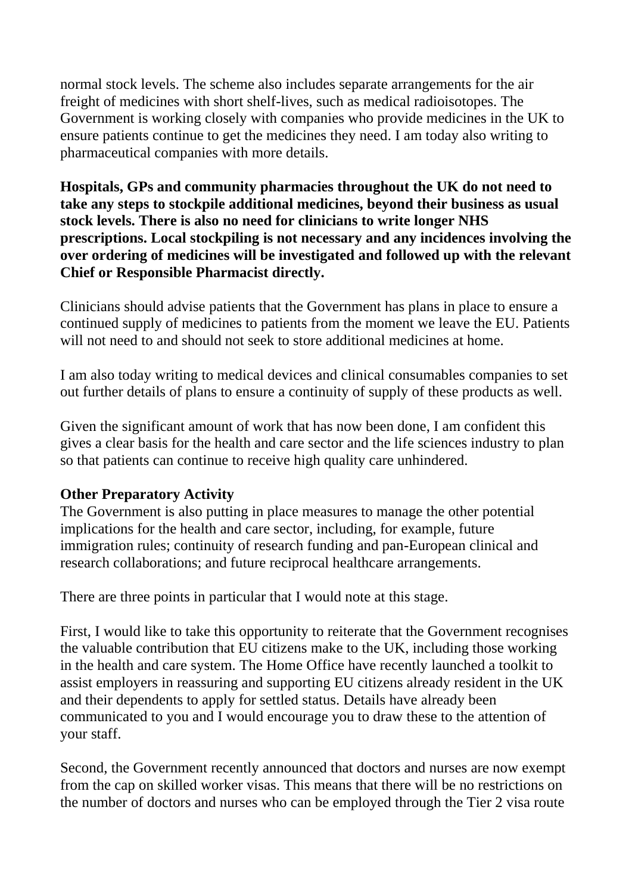normal stock levels. The scheme also includes separate arrangements for the air freight of medicines with short shelf-lives, such as medical radioisotopes. The Government is working closely with companies who provide medicines in the UK to ensure patients continue to get the medicines they need. I am today also writing to pharmaceutical companies with more details.

**Hospitals, GPs and community pharmacies throughout the UK do not need to take any steps to stockpile additional medicines, beyond their business as usual stock levels. There is also no need for clinicians to write longer NHS prescriptions. Local stockpiling is not necessary and any incidences involving the over ordering of medicines will be investigated and followed up with the relevant Chief or Responsible Pharmacist directly.**

Clinicians should advise patients that the Government has plans in place to ensure a continued supply of medicines to patients from the moment we leave the EU. Patients will not need to and should not seek to store additional medicines at home.

I am also today writing to medical devices and clinical consumables companies to set out further details of plans to ensure a continuity of supply of these products as well.

Given the significant amount of work that has now been done, I am confident this gives a clear basis for the health and care sector and the life sciences industry to plan so that patients can continue to receive high quality care unhindered.

**Other Preparatory Activity**

The Government is also putting in place measures to manage the other potential implications for the health and care sector, including, for example, future immigration rules; continuity of research funding and pan-European clinical and research collaborations; and future reciprocal healthcare arrangements.

There are three points in particular that I would note at this stage.

First, I would like to take this opportunity to reiterate that the Government recognises the valuable contribution that EU citizens make to the UK, including those working in the health and care system. The Home Office have recently launched a toolkit to assist employers in reassuring and supporting EU citizens already resident in the UK and their dependents to apply for settled status. Details have already been communicated to you and I would encourage you to draw these to the attention of your staff.

Second, the Government recently announced that doctors and nurses are now exempt from the cap on skilled worker visas. This means that there will be no restrictions on the number of doctors and nurses who can be employed through the Tier 2 visa route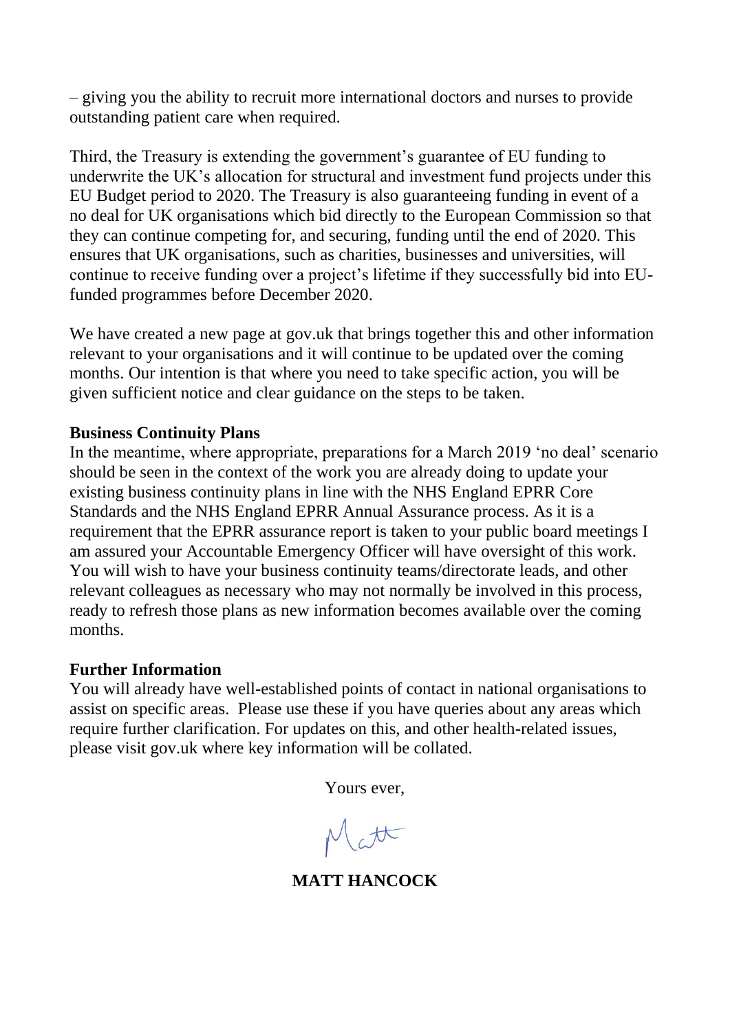– giving you the ability to recruit more international doctors and nurses to provide outstanding patient care when required.

Third, the Treasury is extending the government's guarantee of EU funding to underwrite the UK's allocation for structural and investment fund projects under this EU Budget period to 2020. The Treasury is also guaranteeing funding in event of a no deal for UK organisations which bid directly to the European Commission so that they can continue competing for, and securing, funding until the end of 2020. This ensures that UK organisations, such as charities, businesses and universities, will continue to receive funding over a project's lifetime if they successfully bid into EU-funded programmes before December 2020.

We have created a new page at gov.uk that brings together this and other information relevant to your organisations and it will continue to be updated over the coming months. Our intention is that where you need to take specific action, you will be given sufficient notice and clear guidance on the steps to be taken.

**Business Continuity Plans**

In the meantime, where appropriate, preparations for a March 2019 'no deal' scenario should be seen in the context of the work you are already doing to update your existing business continuity plans in line with the NHS England EPRR Core Standards and the NHS England EPRR Annual Assurance process. As it is a requirement that the EPRR assurance report is taken to your public board meetings I am assured your Accountable Emergency Officer will have oversight of this work. You will wish to have your business continuity teams/directorate leads, and other relevant colleagues as necessary who may not normally be involved in this process, ready to refresh those plans as new information becomes available over the coming months.

**Further Information**

You will already have well-established points of contact in national organisations to assist on specific areas. Please use these if you have queries about any areas which require further clarification. For updates on this, and other health-related issues, please visit gov.uk where key information will be collated.

Yours ever,

Matt

**MATT HANCOCK**